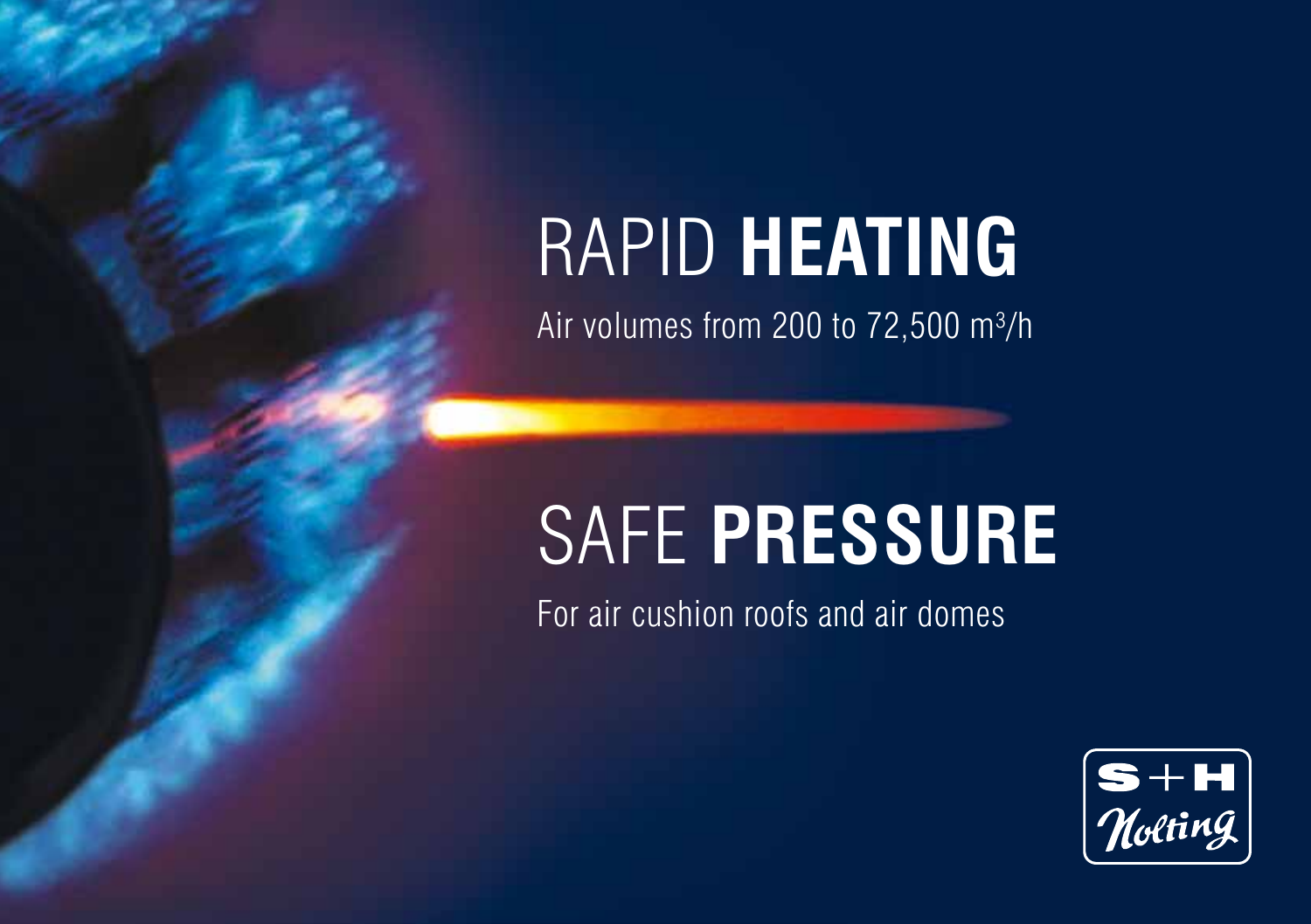# RAPID **HEATING**

Air volumes from 200 to 72,500 $m^3/h$

# SAFE **PRESSURE**

For air cushion roofs and air domes

S+H Nolting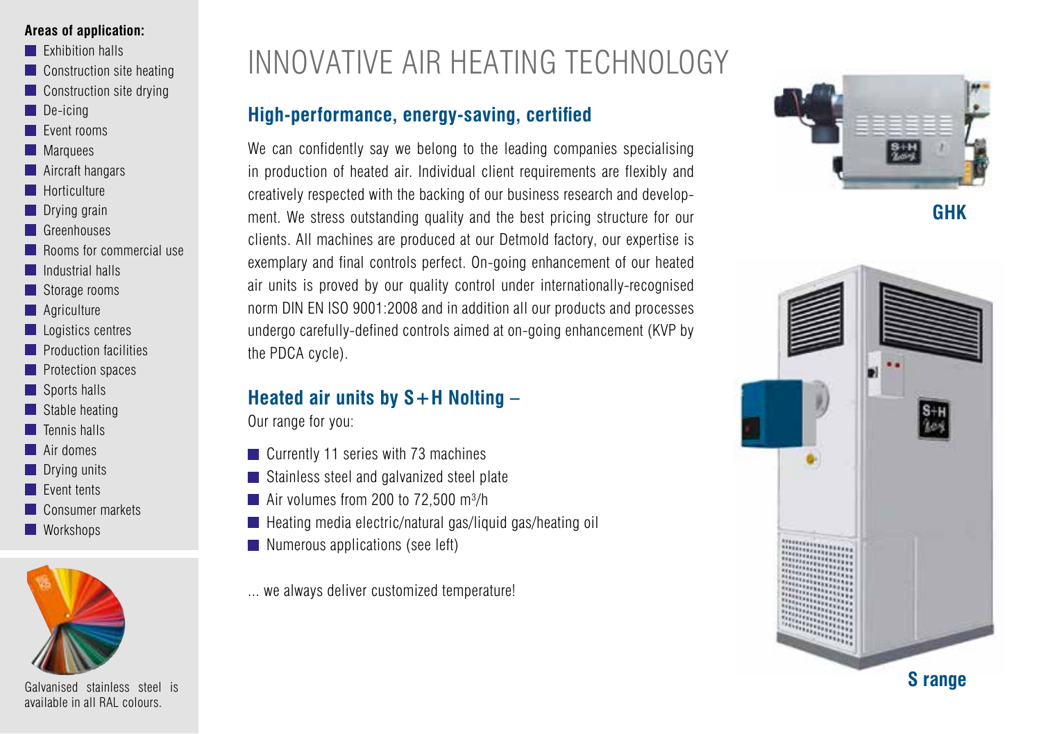**Areas of application:**

- Exhibition halls
- Construction site heating
- Construction site drying
- De-icing
- Event rooms
- Marquees
- Aircraft hangars
- Horticulture
- Drying grain
- Greenhouses
- Rooms for commercial use
- Industrial halls
- Storage rooms
- Agriculture
- Logistics centres
- Production facilities
- Protection spaces
- Sports halls
- Stable heating
- Tennis halls
- Air domes
- Drying units
- Event tents
- Consumer markets
- Workshops

Galvanised stainless steel is available in all RAL colours.

# INNOVATIVE AIR HEATING TECHNOLOGY

## High-performance, energy-saving, certified

We can confidently say we belong to the leading companies specialising in production of heated air. Individual client requirements are flexibly and creatively respected with the backing of our business research and development. We stress outstanding quality and the best pricing structure for our clients. All machines are produced at our Detmold factory, our expertise is exemplary and final controls perfect. On-going enhancement of our heated air units is proved by our quality control under internationally-recognised norm DIN EN ISO 9001:2008 and in addition all our products and processes undergo carefully-defined controls aimed at on-going enhancement (KVP by the PDCA cycle).

## Heated air units by S+H Nolting –

Our range for you:

- Currently 11 series with 73 machines
- Stainless steel and galvanized steel plate
- Air volumes from 200 to 72,500 $m^3/h$
- Heating media electric/natural gas/liquid gas/heating oil
- Numerous applications (see left)

... we always deliver customized temperature!

**GHK**

**S range**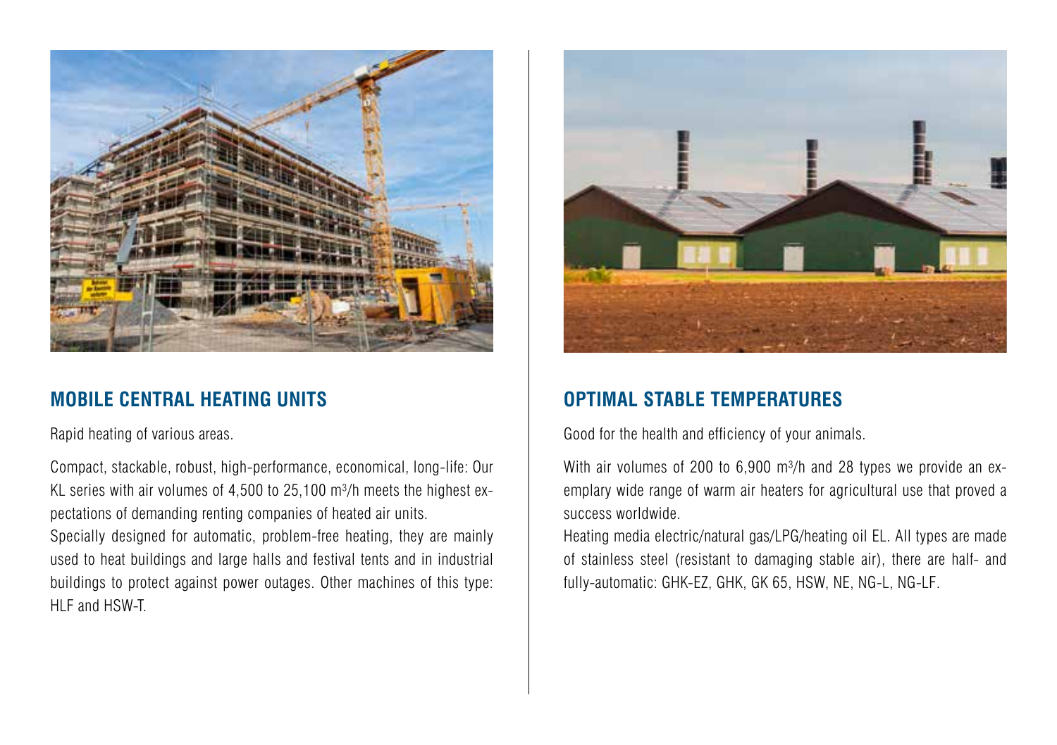## MOBILE CENTRAL HEATING UNITS

Rapid heating of various areas.

Compact, stackable, robust, high-performance, economical, long-life: Our KL series with air volumes of 4,500 to 25,100 $m^3$/h meets the highest expectations of demanding renting companies of heated air units.
Specially designed for automatic, problem-free heating, they are mainly used to heat buildings and large halls and festival tents and in industrial buildings to protect against power outages. Other machines of this type: HLF and HSW-T.

## OPTIMAL STABLE TEMPERATURES

Good for the health and efficiency of your animals.

With air volumes of 200 to 6,900 $m^3$/h and 28 types we provide an exemplary wide range of warm air heaters for agricultural use that proved a success worldwide.
Heating media electric/natural gas/LPG/heating oil EL. All types are made of stainless steel (resistant to damaging stable air), there are half- and fully-automatic: GHK-EZ, GHK, GK 65, HSW, NE, NG-L, NG-LF.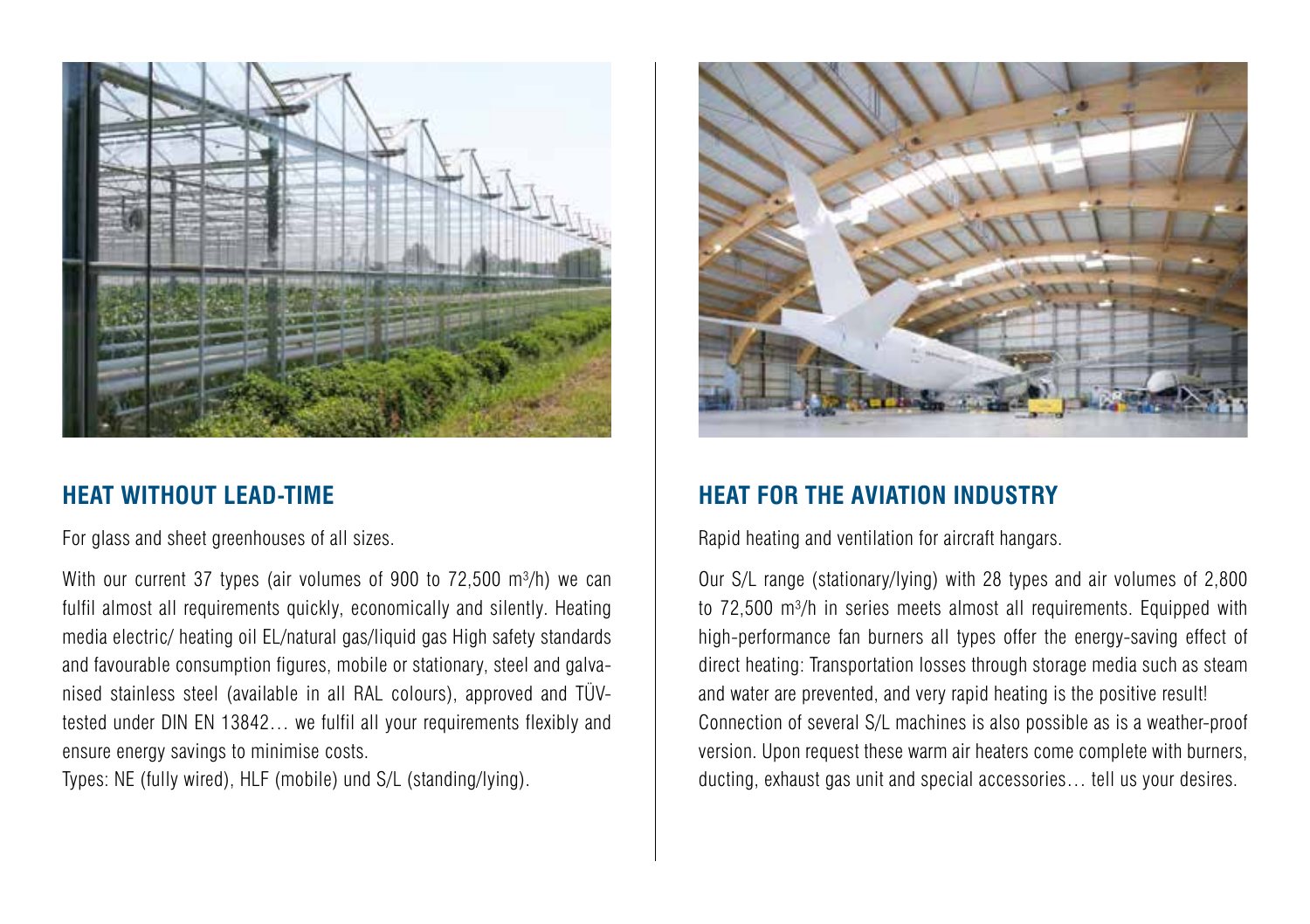## HEAT WITHOUT LEAD-TIME

For glass and sheet greenhouses of all sizes.

With our current 37 types (air volumes of 900 to 72,500 $m^3/h$) we can fulfil almost all requirements quickly, economically and silently. Heating media electric/ heating oil EL/natural gas/liquid gas High safety standards and favourable consumption figures, mobile or stationary, steel and galvanised stainless steel (available in all RAL colours), approved and TÜV-tested under DIN EN 13842… we fulfil all your requirements flexibly and ensure energy savings to minimise costs.

Types: NE (fully wired), HLF (mobile) und S/L (standing/lying).

## HEAT FOR THE AVIATION INDUSTRY

Rapid heating and ventilation for aircraft hangars.

Our S/L range (stationary/lying) with 28 types and air volumes of 2,800 to 72,500 $m^3/h$ in series meets almost all requirements. Equipped with high-performance fan burners all types offer the energy-saving effect of direct heating: Transportation losses through storage media such as steam and water are prevented, and very rapid heating is the positive result!

Connection of several S/L machines is also possible as is a weather-proof version. Upon request these warm air heaters come complete with burners, ducting, exhaust gas unit and special accessories… tell us your desires.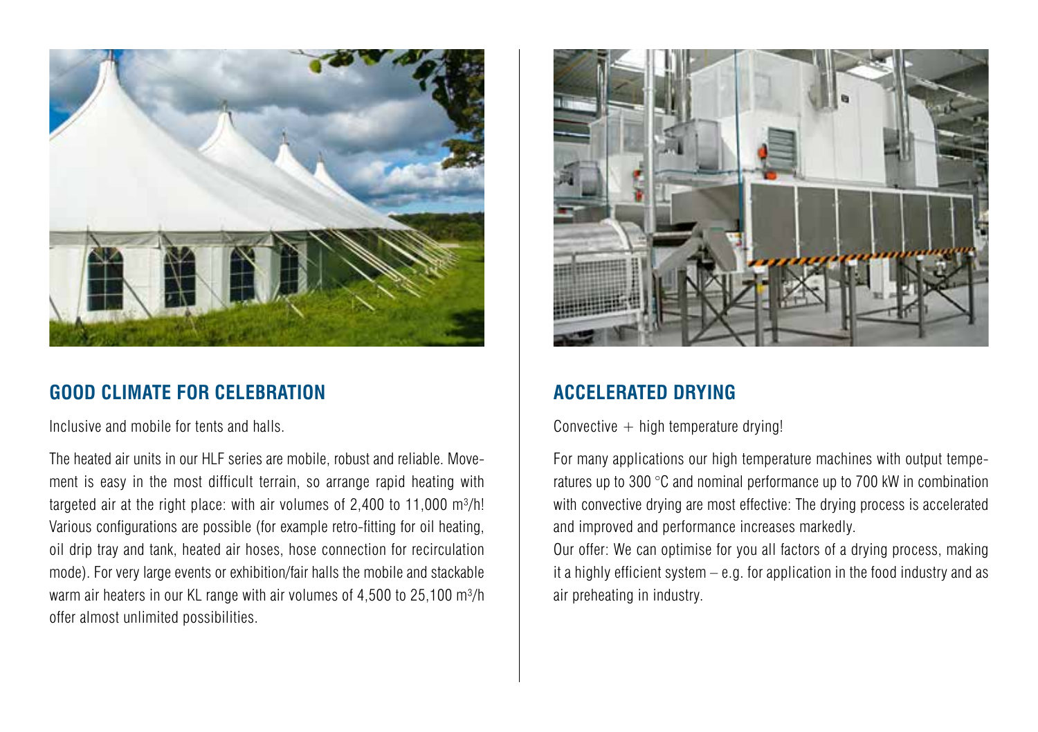## GOOD CLIMATE FOR CELEBRATION

Inclusive and mobile for tents and halls.

The heated air units in our HLF series are mobile, robust and reliable. Movement is easy in the most difficult terrain, so arrange rapid heating with targeted air at the right place: with air volumes of 2,400 to 11,000 $m^3$/h! Various configurations are possible (for example retro-fitting for oil heating, oil drip tray and tank, heated air hoses, hose connection for recirculation mode). For very large events or exhibition/fair halls the mobile and stackable warm air heaters in our KL range with air volumes of 4,500 to 25,100 $m^3$/h offer almost unlimited possibilities.

## ACCELERATED DRYING

Convective + high temperature drying!

For many applications our high temperature machines with output temperatures up to 300 °C and nominal performance up to 700 kW in combination with convective drying are most effective: The drying process is accelerated and improved and performance increases markedly.

Our offer: We can optimise for you all factors of a drying process, making it a highly efficient system – e.g. for application in the food industry and as air preheating in industry.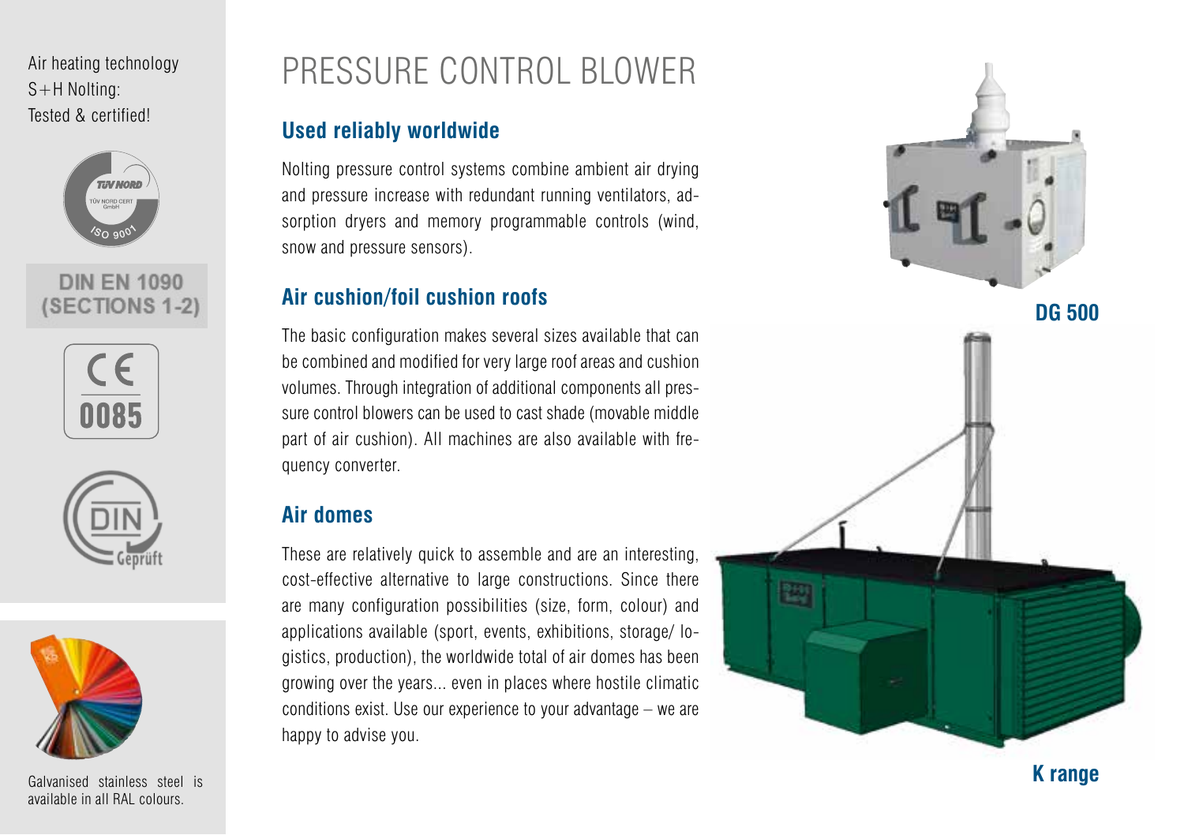Air heating technology
S+H Nolting:
Tested & certified!

DIN EN 1090
(SECTIONS 1-2)

CE
0085

Galvanised stainless steel is available in all RAL colours.

# PRESSURE CONTROL BLOWER

## Used reliably worldwide

Nolting pressure control systems combine ambient air drying and pressure increase with redundant running ventilators, adsorption dryers and memory programmable controls (wind, snow and pressure sensors).

## Air cushion/foil cushion roofs

The basic configuration makes several sizes available that can be combined and modified for very large roof areas and cushion volumes. Through integration of additional components all pressure control blowers can be used to cast shade (movable middle part of air cushion). All machines are also available with frequency converter.

## Air domes

These are relatively quick to assemble and are an interesting, cost-effective alternative to large constructions. Since there are many configuration possibilities (size, form, colour) and applications available (sport, events, exhibitions, storage/ logistics, production), the worldwide total of air domes has been growing over the years... even in places where hostile climatic conditions exist. Use our experience to your advantage – we are happy to advise you.

**DG 500**

**K range**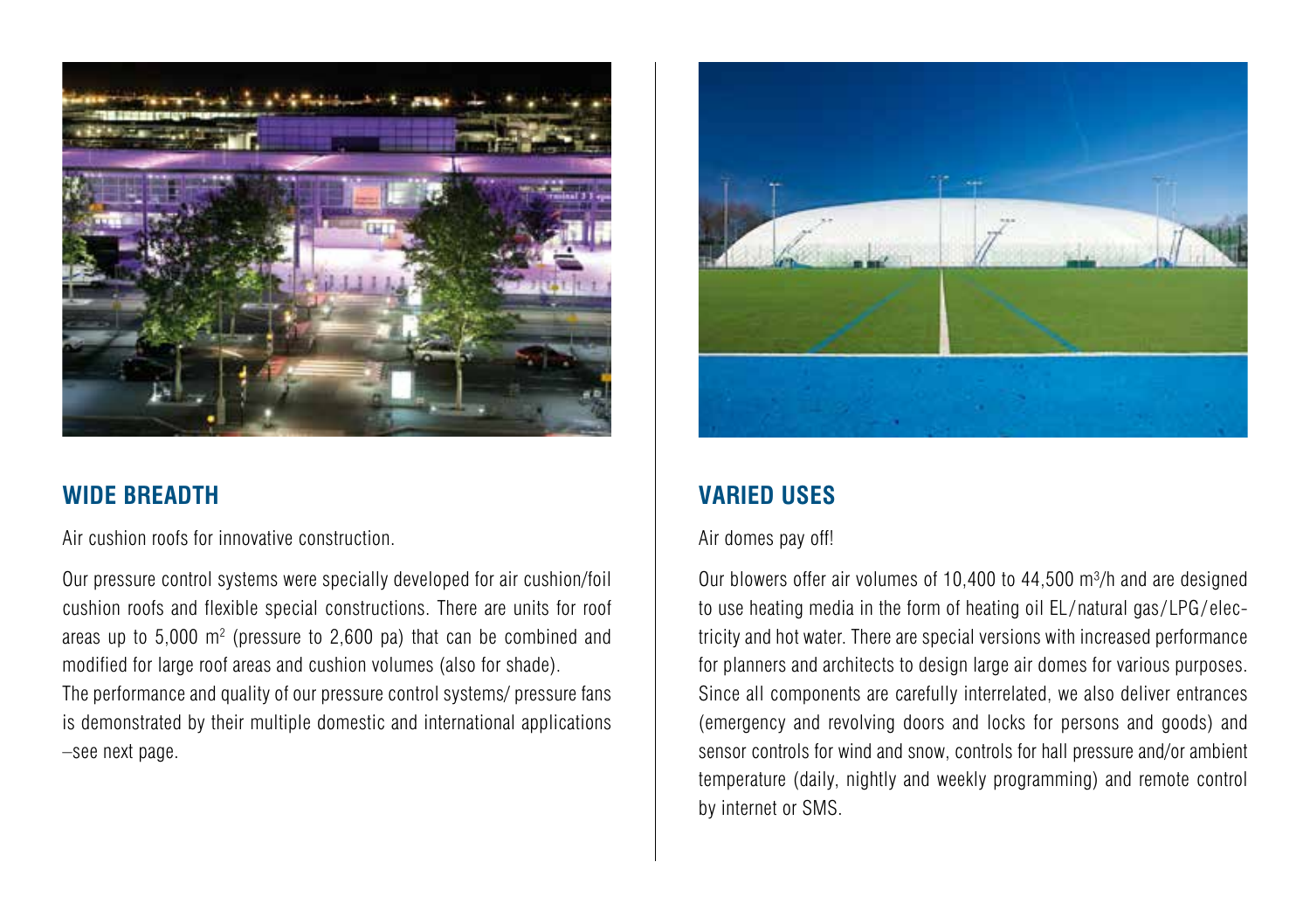## WIDE BREADTH

Air cushion roofs for innovative construction.

Our pressure control systems were specially developed for air cushion/foil cushion roofs and flexible special constructions. There are units for roof areas up to 5,000 $m^2$ (pressure to 2,600 pa) that can be combined and modified for large roof areas and cushion volumes (also for shade).
The performance and quality of our pressure control systems/ pressure fans is demonstrated by their multiple domestic and international applications –see next page.

## VARIED USES

Air domes pay off!

Our blowers offer air volumes of 10,400 to 44,500 $m^3$/h and are designed to use heating media in the form of heating oil EL/natural gas/LPG/electricity and hot water. There are special versions with increased performance for planners and architects to design large air domes for various purposes. Since all components are carefully interrelated, we also deliver entrances (emergency and revolving doors and locks for persons and goods) and sensor controls for wind and snow, controls for hall pressure and/or ambient temperature (daily, nightly and weekly programming) and remote control by internet or SMS.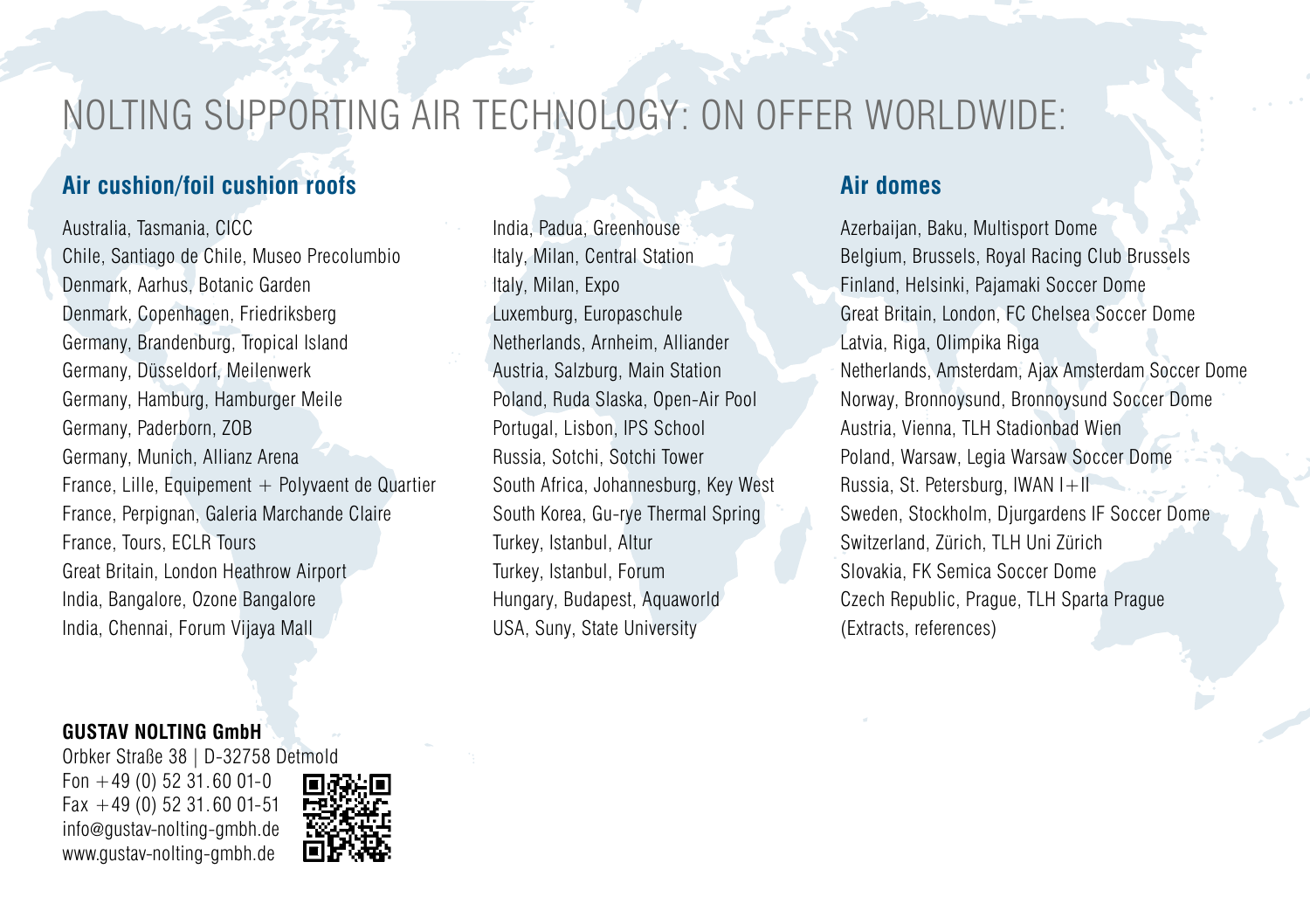# NOLTING SUPPORTING AIR TECHNOLOGY: ON OFFER WORLDWIDE:

## Air cushion/foil cushion roofs

Australia, Tasmania, CICC
Chile, Santiago de Chile, Museo Precolumbio
Denmark, Aarhus, Botanic Garden
Denmark, Copenhagen, Friedriksberg
Germany, Brandenburg, Tropical Island
Germany, Düsseldorf, Meilenwerk
Germany, Hamburg, Hamburger Meile
Germany, Paderborn, ZOB
Germany, Munich, Allianz Arena
France, Lille, Equipement + Polyvaent de Quartier
France, Perpignan, Galeria Marchande Claire
France, Tours, ECLR Tours
Great Britain, London Heathrow Airport
India, Bangalore, Ozone Bangalore
India, Chennai, Forum Vijaya Mall
India, Padua, Greenhouse
Italy, Milan, Central Station
Italy, Milan, Expo
Luxemburg, Europaschule
Netherlands, Arnheim, Alliander
Austria, Salzburg, Main Station
Poland, Ruda Slaska, Open-Air Pool
Portugal, Lisbon, IPS School
Russia, Sotchi, Sotchi Tower
South Africa, Johannesburg, Key West
South Korea, Gu-rye Thermal Spring
Turkey, Istanbul, Altur
Turkey, Istanbul, Forum
Hungary, Budapest, Aquaworld
USA, Suny, State University

## Air domes

Azerbaijan, Baku, Multisport Dome
Belgium, Brussels, Royal Racing Club Brussels
Finland, Helsinki, Pajamaki Soccer Dome
Great Britain, London, FC Chelsea Soccer Dome
Latvia, Riga, Olimpika Riga
Netherlands, Amsterdam, Ajax Amsterdam Soccer Dome
Norway, Bronnoysund, Bronnoysund Soccer Dome
Austria, Vienna, TLH Stadionbad Wien
Poland, Warsaw, Legia Warsaw Soccer Dome
Russia, St. Petersburg, IWAN I+II
Sweden, Stockholm, Djurgardens IF Soccer Dome
Switzerland, Zürich, TLH Uni Zürich
Slovakia, FK Semica Soccer Dome
Czech Republic, Prague, TLH Sparta Prague
(Extracts, references)

**GUSTAV NOLTING GmbH**
Orbker Straße 38 | D-32758 Detmold
Fon +49 (0) 52 31.60 01-0
Fax +49 (0) 52 31.60 01-51
info@gustav-nolting-gmbh.de
www.gustav-nolting-gmbh.de